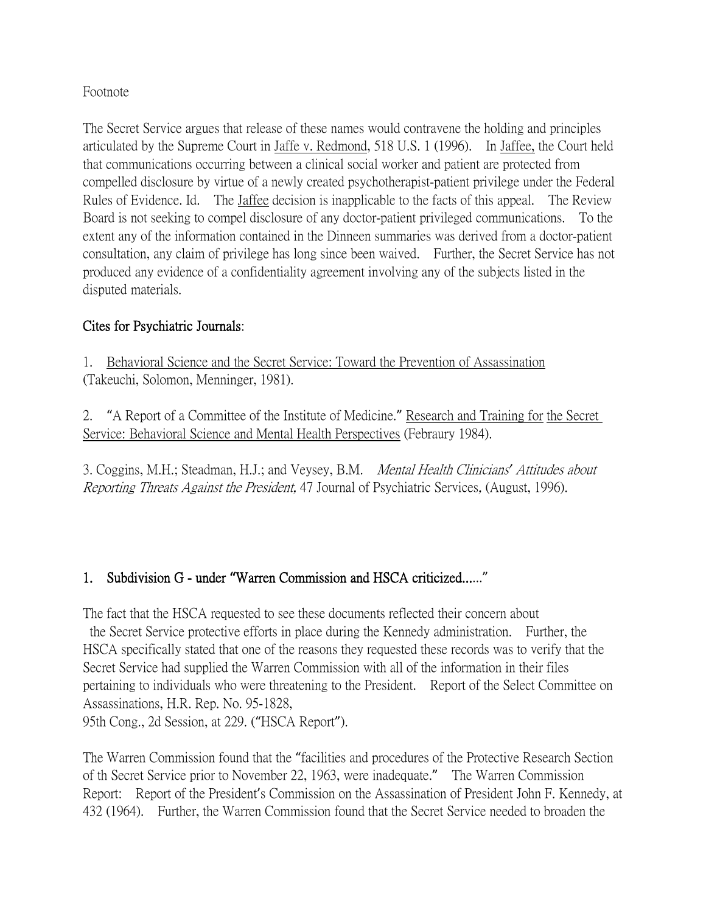Footnote

The Secret Service argues that release of these names would contravene the holding and principles articulated by the Supreme Court in Jaffe v. Redmond, 518 U.S. 1 (1996). In Jaffee, the Court held that communications occurring between a clinical social worker and patient are protected from compelled disclosure by virtue of a newly created psychotherapist-patient privilege under the Federal Rules of Evidence. Id. The Jaffee decision is inapplicable to the facts of this appeal. The Review Board is not seeking to compel disclosure of any doctor-patient privileged communications. To the extent any of the information contained in the Dinneen summaries was derived from a doctor-patient consultation, any claim of privilege has long since been waived. Further, the Secret Service has not produced any evidence of a confidentiality agreement involving any of the subjects listed in the disputed materials.

**Cites for Psychiatric Journals**:

1. Behavioral Science and the Secret Service: Toward the Prevention of Assassination (Takeuchi, Solomon, Menninger, 1981).

2. "A Report of a Committee of the Institute of Medicine." Research and Training for the Secret Service: Behavioral Science and Mental Health Perspectives (Febraury 1984).

3. Coggins, M.H.; Steadman, H.J.; and Veysey, B.M. *Mental Health Clinicians' Attitudes about Reporting Threats Against the President,* 47 Journal of Psychiatric Services, (August, 1996).

**1. Subdivision G - under "Warren Commission and HSCA criticized......"**

The fact that the HSCA requested to see these documents reflected their concern about the Secret Service protective efforts in place during the Kennedy administration. Further, the HSCA specifically stated that one of the reasons they requested these records was to verify that the Secret Service had supplied the Warren Commission with all of the information in their files pertaining to individuals who were threatening to the President. Report of the Select Committee on Assassinations, H.R. Rep. No. 95-1828, 95th Cong., 2d Session, at 229. ("HSCA Report").

The Warren Commission found that the "facilities and procedures of the Protective Research Section of th Secret Service prior to November 22, 1963, were inadequate." The Warren Commission Report: Report of the President's Commission on the Assassination of President John F. Kennedy, at 432 (1964). Further, the Warren Commission found that the Secret Service needed to broaden the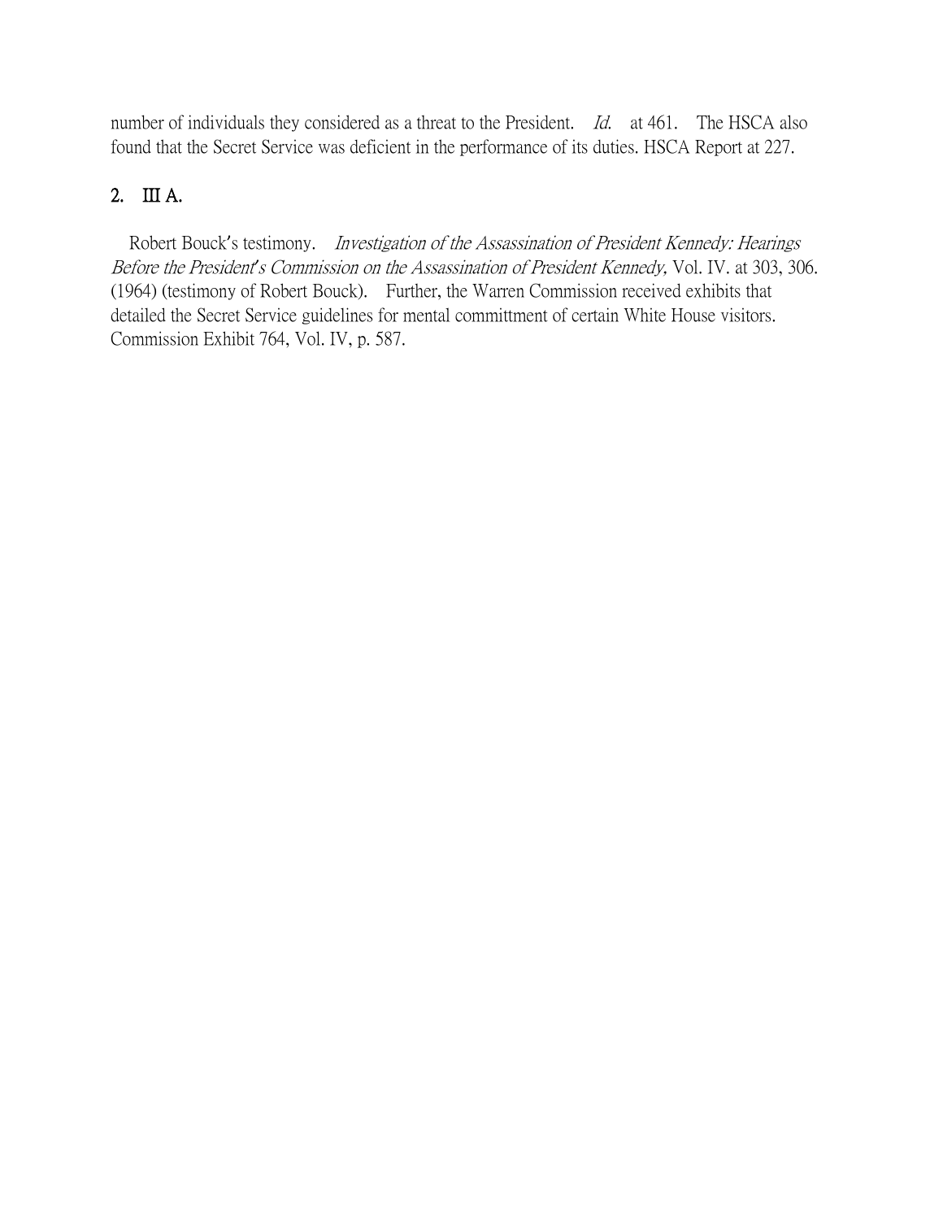number of individuals they considered as a threat to the President. *Id.* at 461. The HSCA also found that the Secret Service was deficient in the performance of its duties. HSCA Report at 227.

## 2. III A.

Robert Bouck's testimony. *Investigation of the Assassination of President Kennedy: Hearings Before the President's Commission on the Assassination of President Kennedy,* Vol. IV. at 303, 306. (1964) (testimony of Robert Bouck). Further, the Warren Commission received exhibits that detailed the Secret Service guidelines for mental committment of certain White House visitors. Commission Exhibit 764, Vol. IV, p. 587.